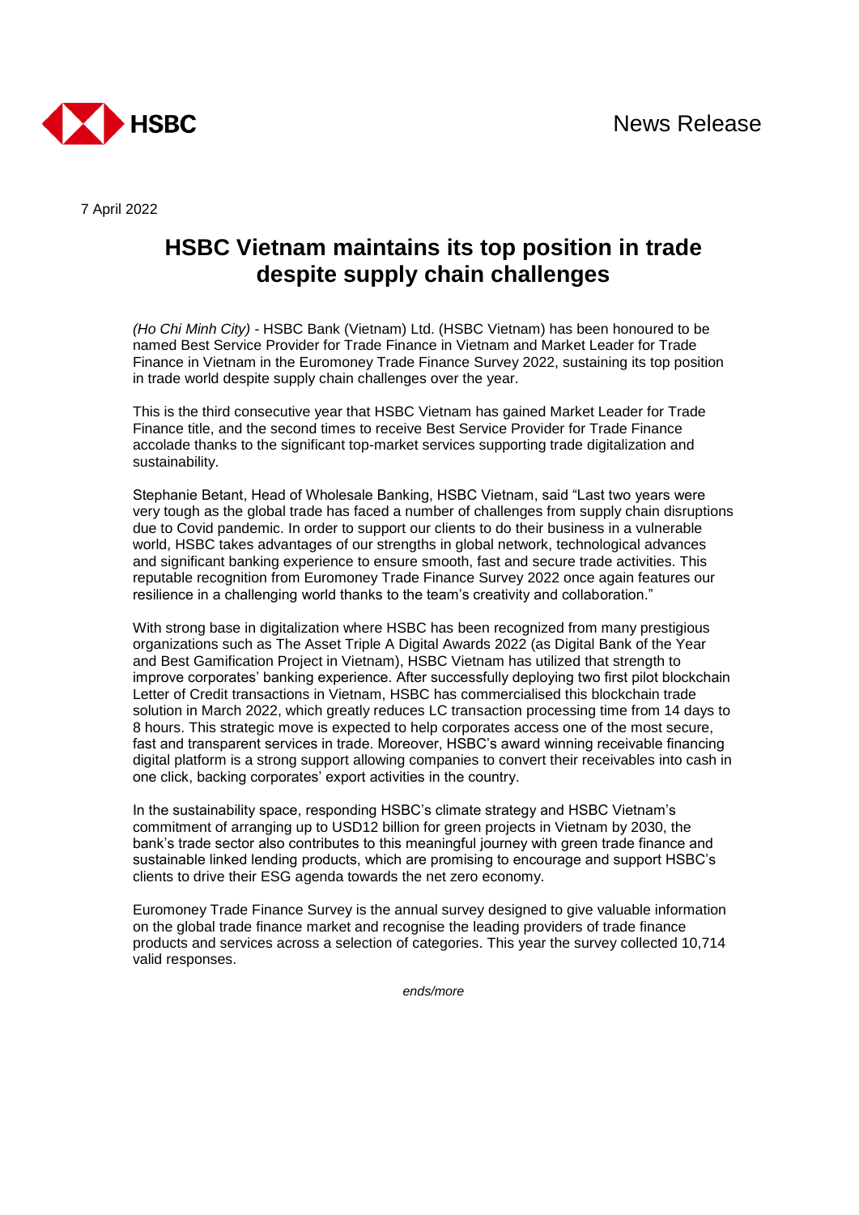HSBC

News Release

7 April 2022

# HSBC Vietnam maintains its top position in trade despite supply chain challenges

*(Ho Chi Minh City)* - HSBC Bank (Vietnam) Ltd. (HSBC Vietnam) has been honoured to be named Best Service Provider for Trade Finance in Vietnam and Market Leader for Trade Finance in Vietnam in the Euromoney Trade Finance Survey 2022, sustaining its top position in trade world despite supply chain challenges over the year.

This is the third consecutive year that HSBC Vietnam has gained Market Leader for Trade Finance title, and the second times to receive Best Service Provider for Trade Finance accolade thanks to the significant top-market services supporting trade digitalization and sustainability.

Stephanie Betant, Head of Wholesale Banking, HSBC Vietnam, said "Last two years were very tough as the global trade has faced a number of challenges from supply chain disruptions due to Covid pandemic. In order to support our clients to do their business in a vulnerable world, HSBC takes advantages of our strengths in global network, technological advances and significant banking experience to ensure smooth, fast and secure trade activities. This reputable recognition from Euromoney Trade Finance Survey 2022 once again features our resilience in a challenging world thanks to the team's creativity and collaboration."

With strong base in digitalization where HSBC has been recognized from many prestigious organizations such as The Asset Triple A Digital Awards 2022 (as Digital Bank of the Year and Best Gamification Project in Vietnam), HSBC Vietnam has utilized that strength to improve corporates' banking experience. After successfully deploying two first pilot blockchain Letter of Credit transactions in Vietnam, HSBC has commercialised this blockchain trade solution in March 2022, which greatly reduces LC transaction processing time from 14 days to 8 hours. This strategic move is expected to help corporates access one of the most secure, fast and transparent services in trade. Moreover, HSBC's award winning receivable financing digital platform is a strong support allowing companies to convert their receivables into cash in one click, backing corporates' export activities in the country.

In the sustainability space, responding HSBC's climate strategy and HSBC Vietnam's commitment of arranging up to USD12 billion for green projects in Vietnam by 2030, the bank's trade sector also contributes to this meaningful journey with green trade finance and sustainable linked lending products, which are promising to encourage and support HSBC's clients to drive their ESG agenda towards the net zero economy.

Euromoney Trade Finance Survey is the annual survey designed to give valuable information on the global trade finance market and recognise the leading providers of trade finance products and services across a selection of categories. This year the survey collected 10,714 valid responses.

*ends/more*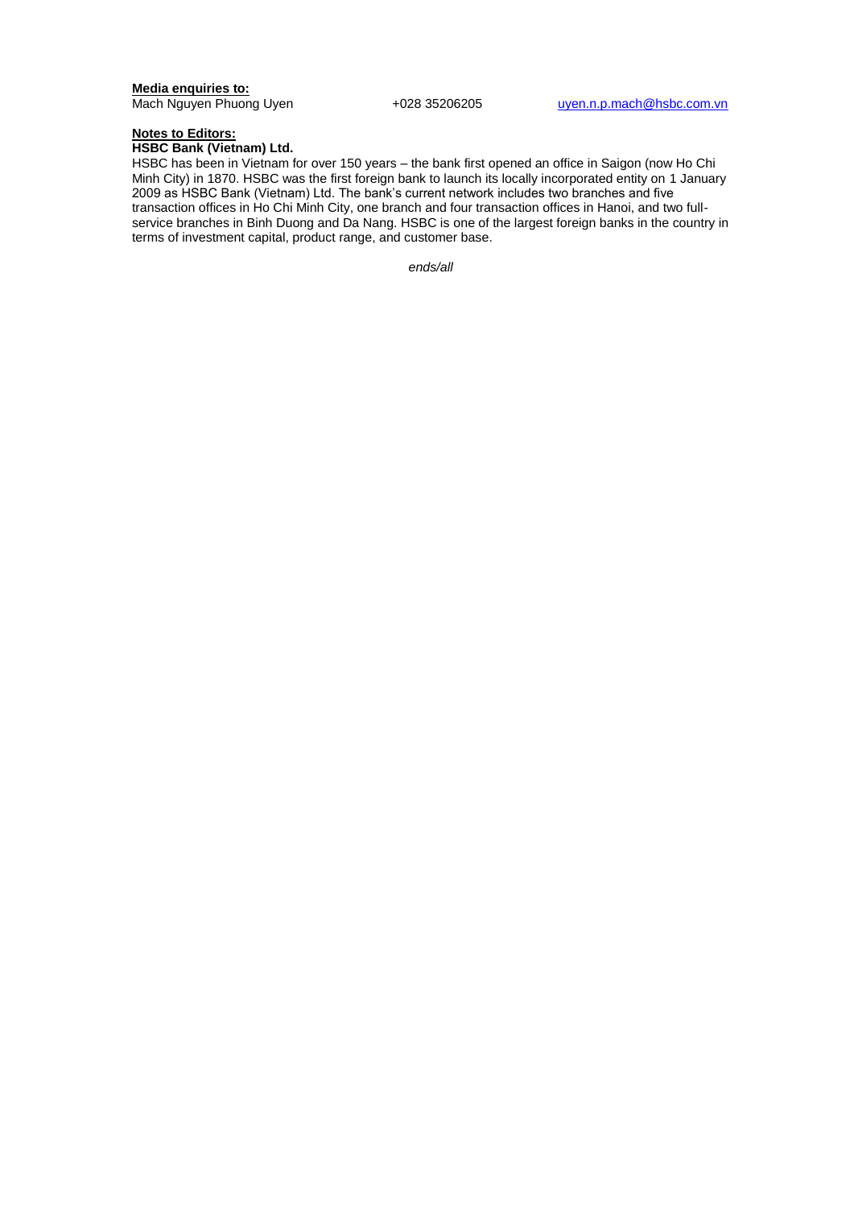**Media enquiries to:**

Mach Nguyen Phuong Uyen +028 35206205 uyen.n.p.mach@hsbc.com.vn

**Notes to Editors:**

**HSBC Bank (Vietnam) Ltd.**

HSBC has been in Vietnam for over 150 years – the bank first opened an office in Saigon (now Ho Chi Minh City) in 1870. HSBC was the first foreign bank to launch its locally incorporated entity on 1 January 2009 as HSBC Bank (Vietnam) Ltd. The bank's current network includes two branches and five transaction offices in Ho Chi Minh City, one branch and four transaction offices in Hanoi, and two full-service branches in Binh Duong and Da Nang. HSBC is one of the largest foreign banks in the country in terms of investment capital, product range, and customer base.

*ends/all*